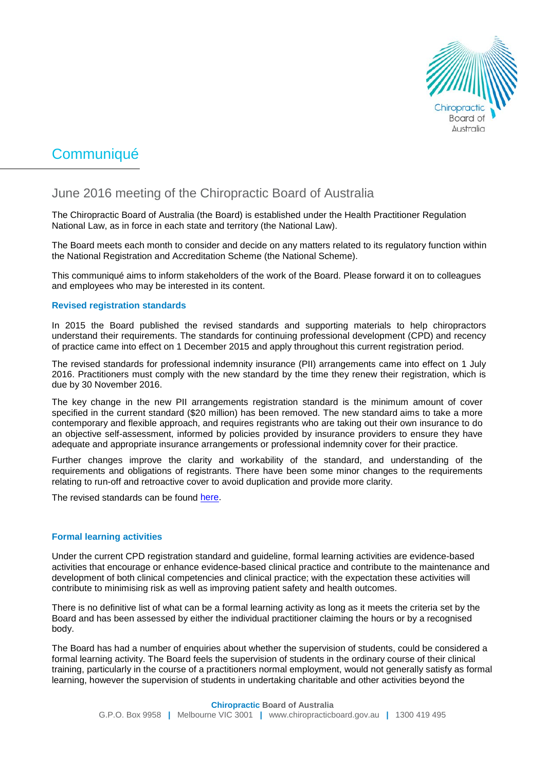# Communiqué

## June 2016 meeting of the Chiropractic Board of Australia

The Chiropractic Board of Australia (the Board) is established under the Health Practitioner Regulation National Law, as in force in each state and territory (the National Law).

The Board meets each month to consider and decide on any matters related to its regulatory function within the National Registration and Accreditation Scheme (the National Scheme).

This communiqué aims to inform stakeholders of the work of the Board. Please forward it on to colleagues and employees who may be interested in its content.

### Revised registration standards

In 2015 the Board published the revised standards and supporting materials to help chiropractors understand their requirements. The standards for continuing professional development (CPD) and recency of practice came into effect on 1 December 2015 and apply throughout this current registration period.

The revised standards for professional indemnity insurance (PII) arrangements came into effect on 1 July 2016. Practitioners must comply with the new standard by the time they renew their registration, which is due by 30 November 2016.

The key change in the new PII arrangements registration standard is the minimum amount of cover specified in the current standard ($20 million) has been removed. The new standard aims to take a more contemporary and flexible approach, and requires registrants who are taking out their own insurance to do an objective self-assessment, informed by policies provided by insurance providers to ensure they have adequate and appropriate insurance arrangements or professional indemnity cover for their practice.

Further changes improve the clarity and workability of the standard, and understanding of the requirements and obligations of registrants. There have been some minor changes to the requirements relating to run-off and retroactive cover to avoid duplication and provide more clarity.

The revised standards can be found here.

### Formal learning activities

Under the current CPD registration standard and guideline, formal learning activities are evidence-based activities that encourage or enhance evidence-based clinical practice and contribute to the maintenance and development of both clinical competencies and clinical practice; with the expectation these activities will contribute to minimising risk as well as improving patient safety and health outcomes.

There is no definitive list of what can be a formal learning activity as long as it meets the criteria set by the Board and has been assessed by either the individual practitioner claiming the hours or by a recognised body.

The Board has had a number of enquiries about whether the supervision of students, could be considered a formal learning activity. The Board feels the supervision of students in the ordinary course of their clinical training, particularly in the course of a practitioners normal employment, would not generally satisfy as formal learning, however the supervision of students in undertaking charitable and other activities beyond the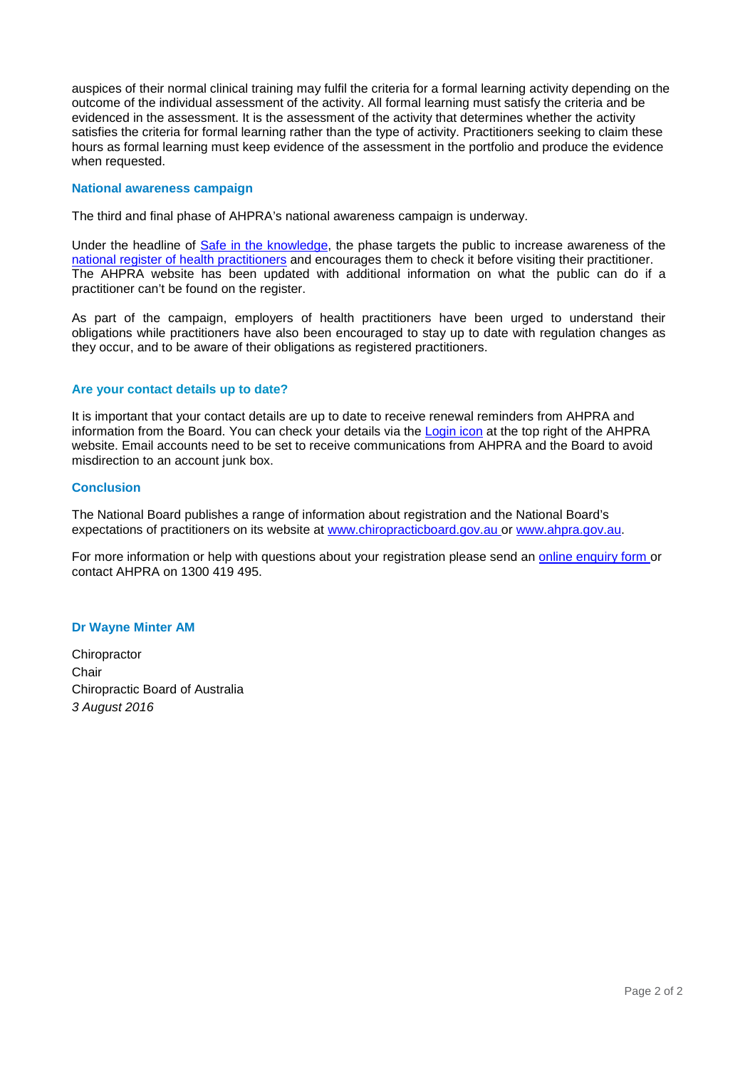auspices of their normal clinical training may fulfil the criteria for a formal learning activity depending on the outcome of the individual assessment of the activity. All formal learning must satisfy the criteria and be evidenced in the assessment. It is the assessment of the activity that determines whether the activity satisfies the criteria for formal learning rather than the type of activity. Practitioners seeking to claim these hours as formal learning must keep evidence of the assessment in the portfolio and produce the evidence when requested.

### National awareness campaign

The third and final phase of AHPRA's national awareness campaign is underway.

Under the headline of Safe in the knowledge, the phase targets the public to increase awareness of the national register of health practitioners and encourages them to check it before visiting their practitioner. The AHPRA website has been updated with additional information on what the public can do if a practitioner can't be found on the register.

As part of the campaign, employers of health practitioners have been urged to understand their obligations while practitioners have also been encouraged to stay up to date with regulation changes as they occur, and to be aware of their obligations as registered practitioners.

### Are your contact details up to date?

It is important that your contact details are up to date to receive renewal reminders from AHPRA and information from the Board. You can check your details via the Login icon at the top right of the AHPRA website. Email accounts need to be set to receive communications from AHPRA and the Board to avoid misdirection to an account junk box.

### Conclusion

The National Board publishes a range of information about registration and the National Board's expectations of practitioners on its website at www.chiropracticboard.gov.au or www.ahpra.gov.au.

For more information or help with questions about your registration please send an online enquiry form or contact AHPRA on 1300 419 495.

**Dr Wayne Minter AM**

Chiropractor
Chair
Chiropractic Board of Australia
*3 August 2016*